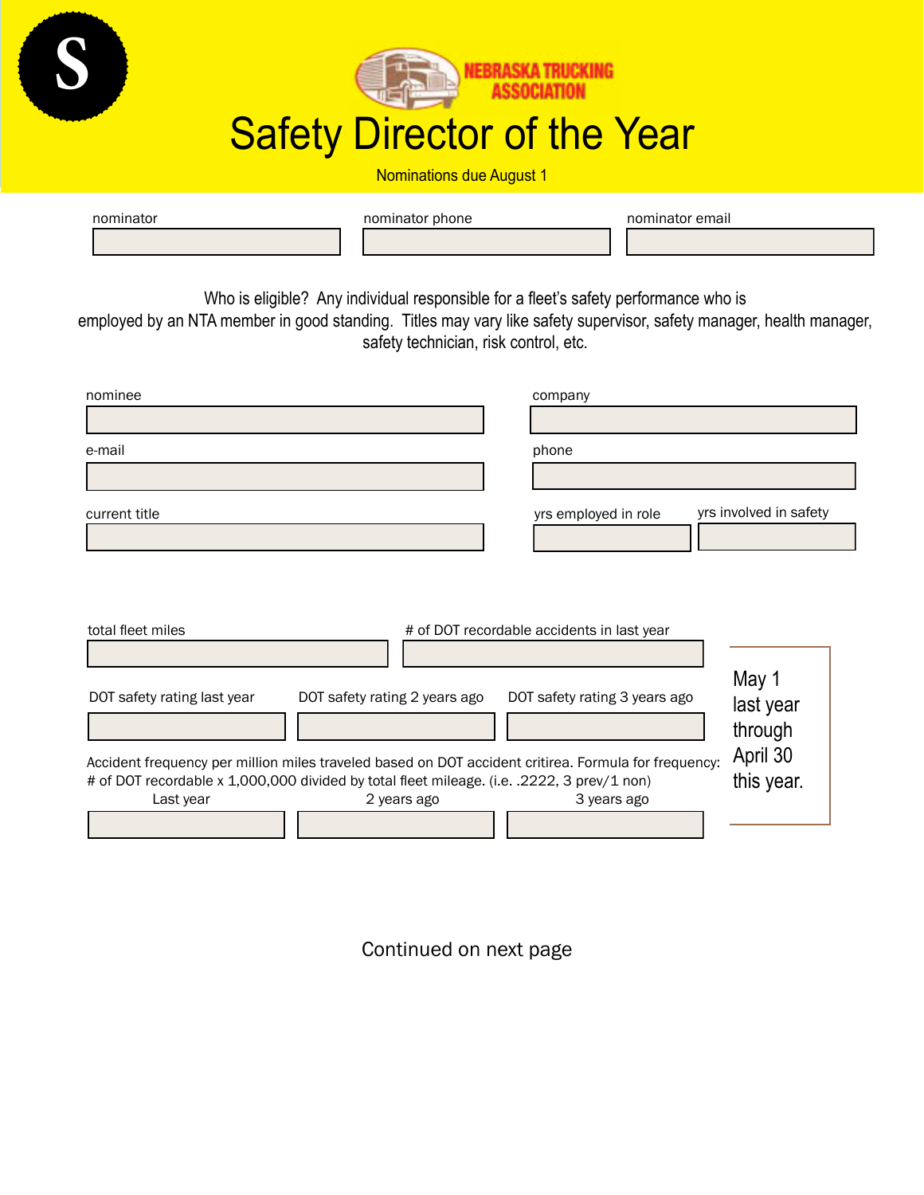S

NEBRASKA TRUCKING ASSOCIATION

# Safety Director of the Year

Nominations due August 1

| nominator | nominator phone | nominator email |
|---|---|---|
| | | |

Who is eligible? Any individual responsible for a fleet's safety performance who is employed by an NTA member in good standing. Titles may vary like safety supervisor, safety manager, health manager, safety technician, risk control, etc.

| nominee | company |
|---|---|
| | |

| e-mail | phone |
|---|---|
| | |

| current title | yrs employed in role | yrs involved in safety |
|---|---|---|
| | | |

| total fleet miles | # of DOT recordable accidents in last year |
|---|---|
| | |

| DOT safety rating last year | DOT safety rating 2 years ago | DOT safety rating 3 years ago |
|---|---|---|
| | | |

Accident frequency per million miles traveled based on DOT accident critirea. Formula for frequency: # of DOT recordable x 1,000,000 divided by total fleet mileage. (i.e. .2222, 3 prev/1 non)

| Last year | 2 years ago | 3 years ago |
|---|---|---|
| | | |

May 1 last year through April 30 this year.

Continued on next page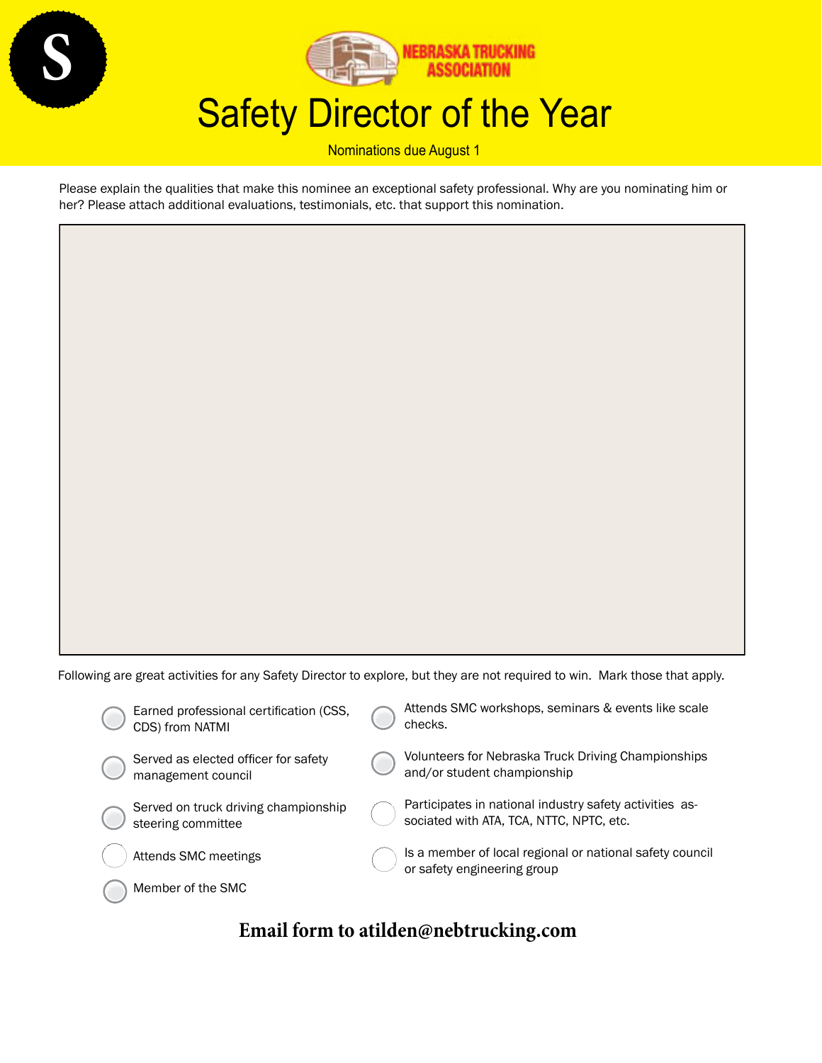S

NEBRASKA TRUCKING ASSOCIATION

# Safety Director of the Year

Nominations due August 1

Please explain the qualities that make this nominee an exceptional safety professional. Why are you nominating him or her? Please attach additional evaluations, testimonials, etc. that support this nomination.

Following are great activities for any Safety Director to explore, but they are not required to win.  Mark those that apply.

- Earned professional certification (CSS, CDS) from NATMI
- Served as elected officer for safety management council
- Served on truck driving championship steering committee
- Attends SMC meetings
- Member of the SMC
- Attends SMC workshops, seminars & events like scale checks.
- Volunteers for Nebraska Truck Driving Championships and/or student championship
- Participates in national industry safety activities associated with ATA, TCA, NTTC, NPTC, etc.
- Is a member of local regional or national safety council or safety engineering group

**Email form to atilden@nebtrucking.com**